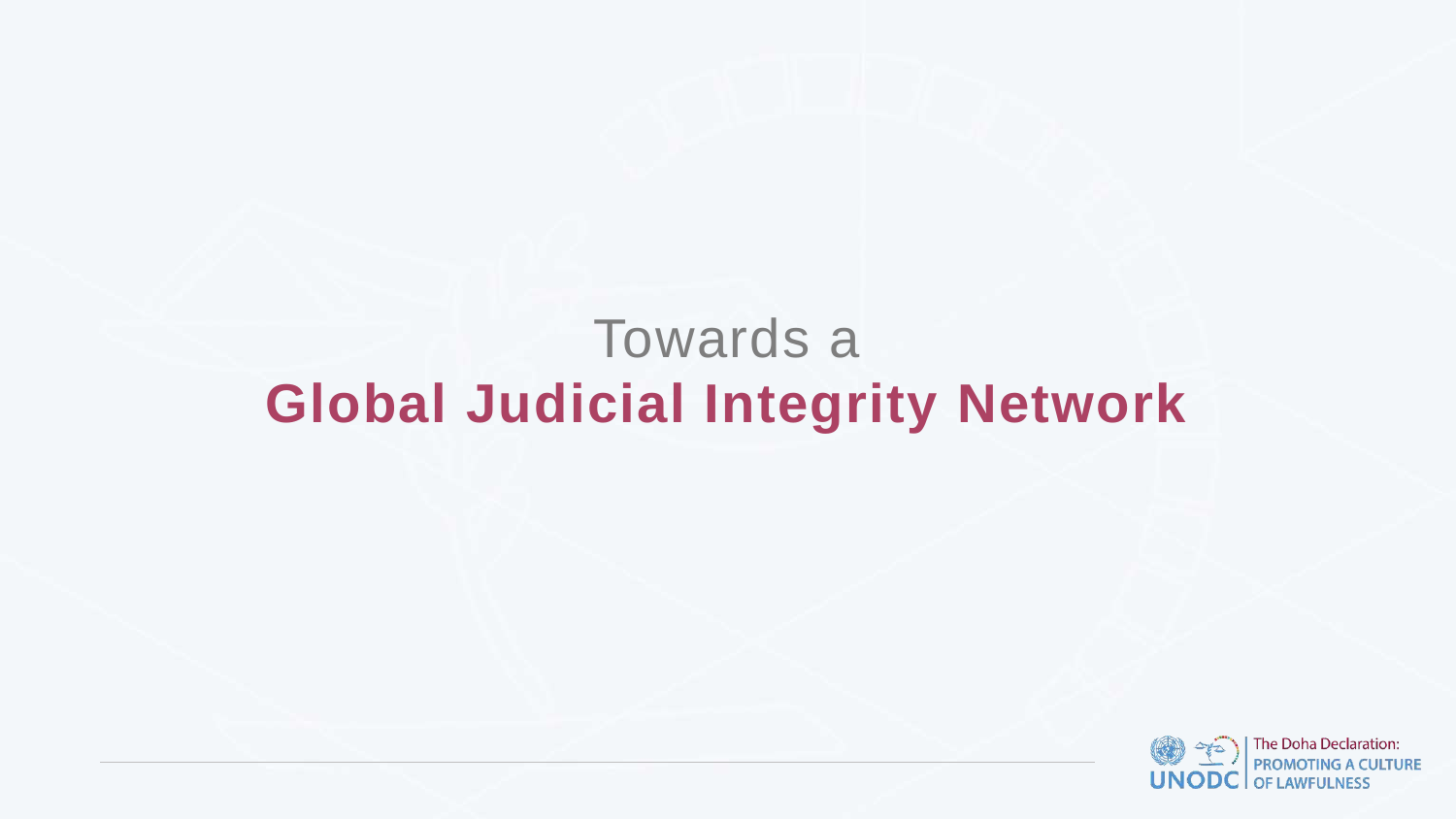Towards a

# Global Judicial Integrity Network

The Doha Declaration: PROMOTING A CULTURE OF LAWFULNESS

UNODC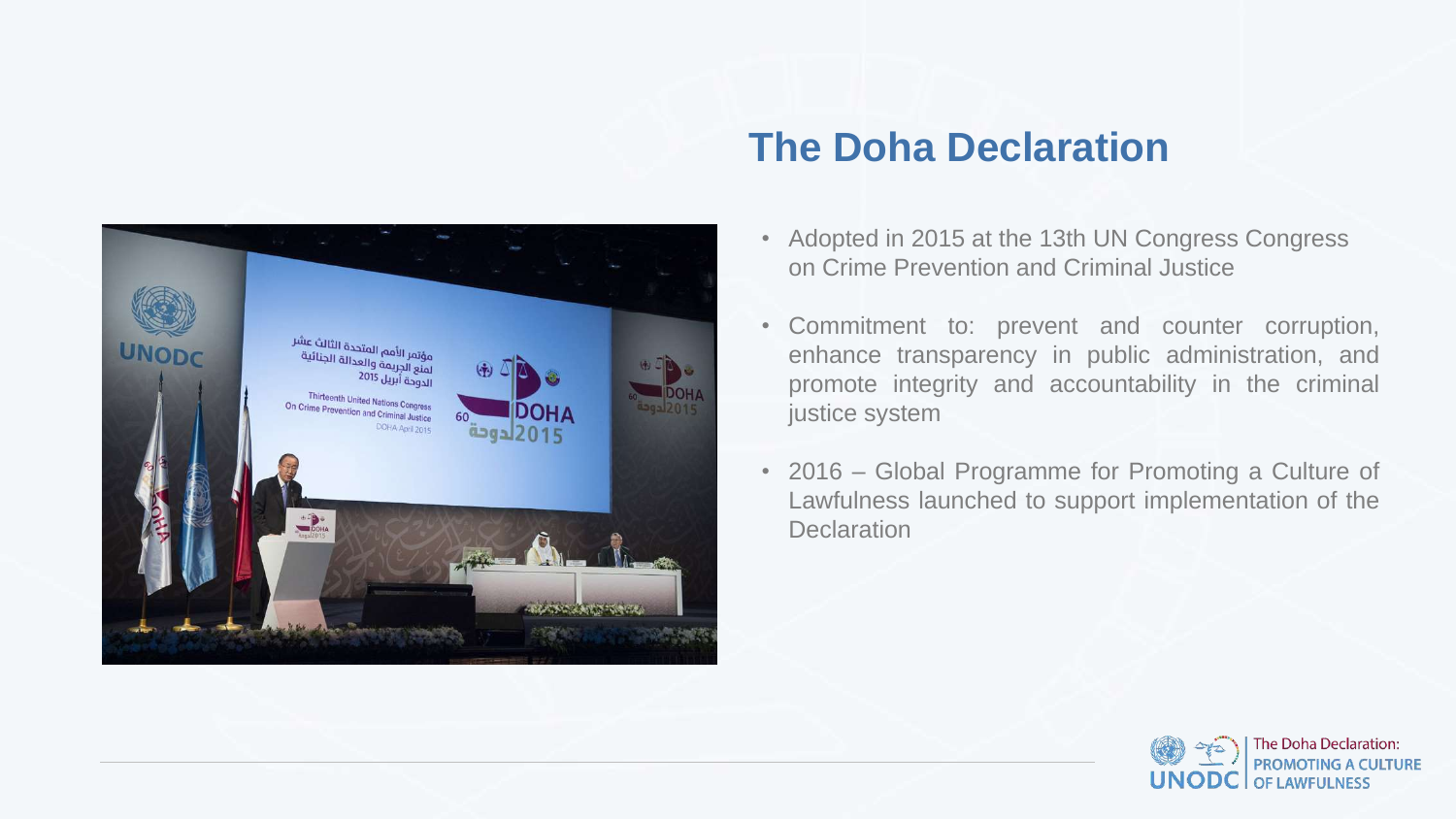# The Doha Declaration

- Adopted in 2015 at the 13th UN Congress Congress on Crime Prevention and Criminal Justice
- Commitment to: prevent and counter corruption, enhance transparency in public administration, and promote integrity and accountability in the criminal justice system
- 2016 – Global Programme for Promoting a Culture of Lawfulness launched to support implementation of the Declaration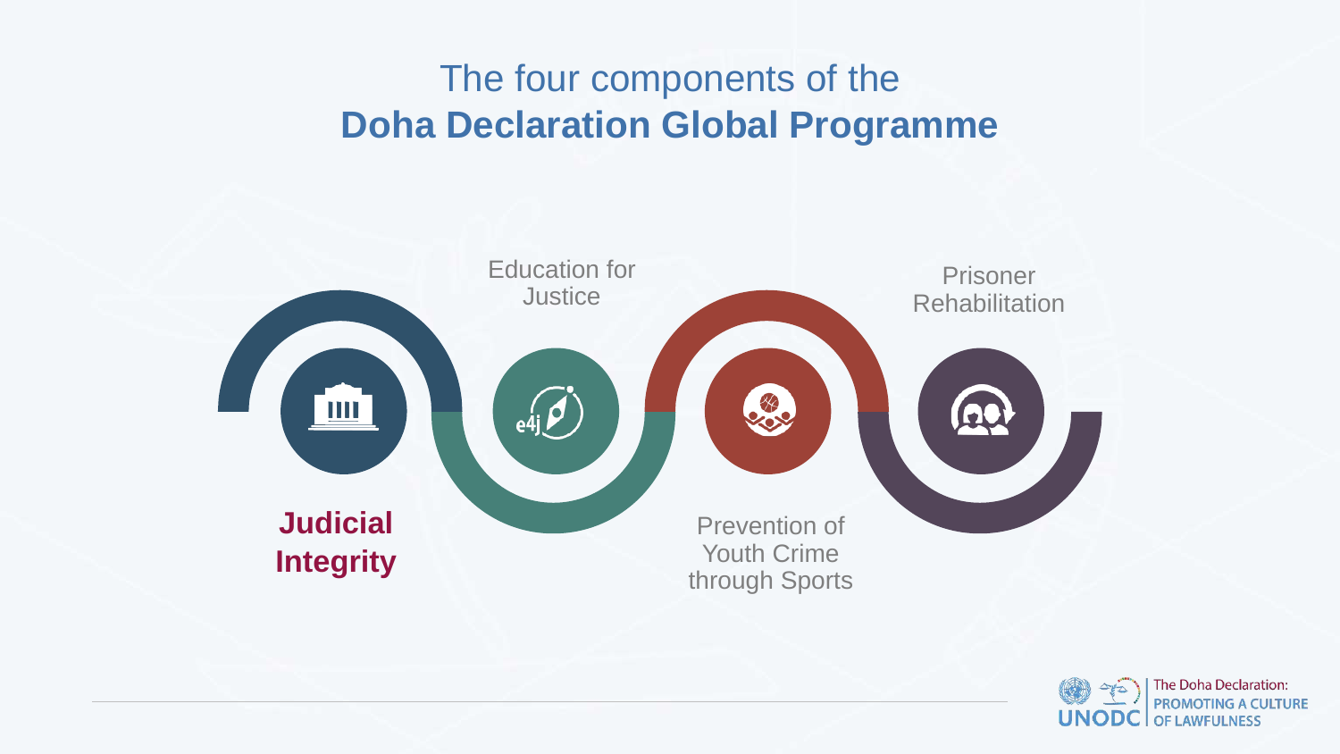# The four components of the **Doha Declaration Global Programme**

- **Judicial Integrity**
- Education for Justice
- Prevention of Youth Crime through Sports
- Prisoner Rehabilitation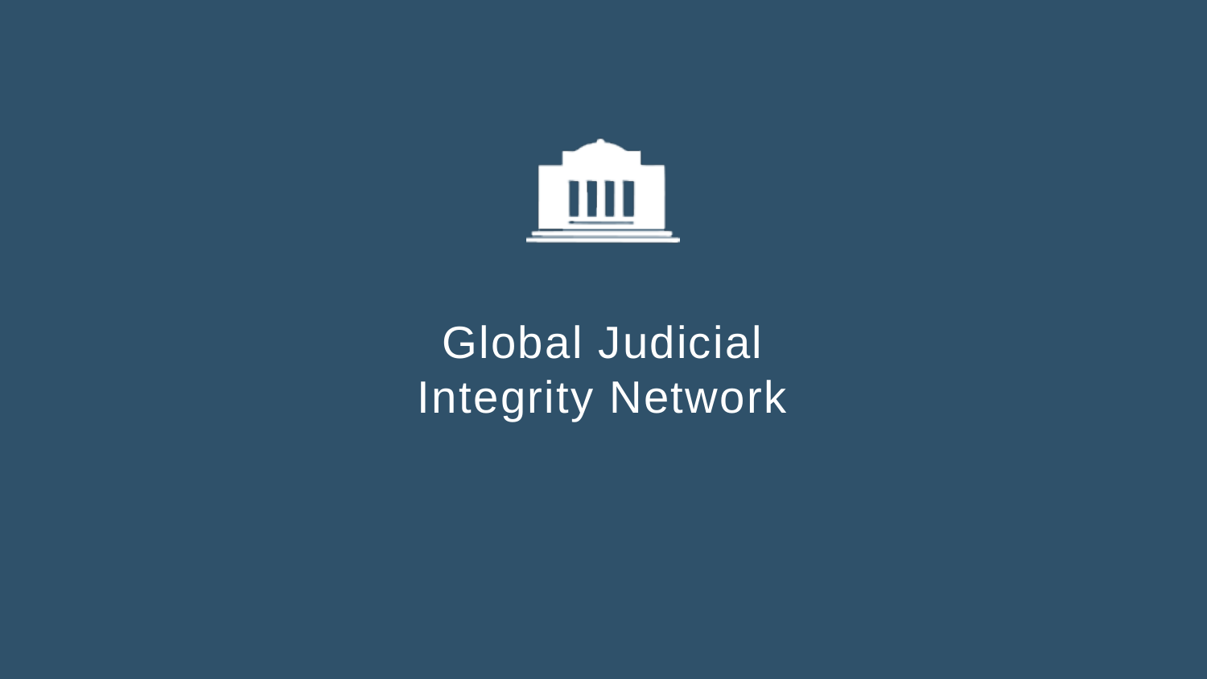# Global Judicial Integrity Network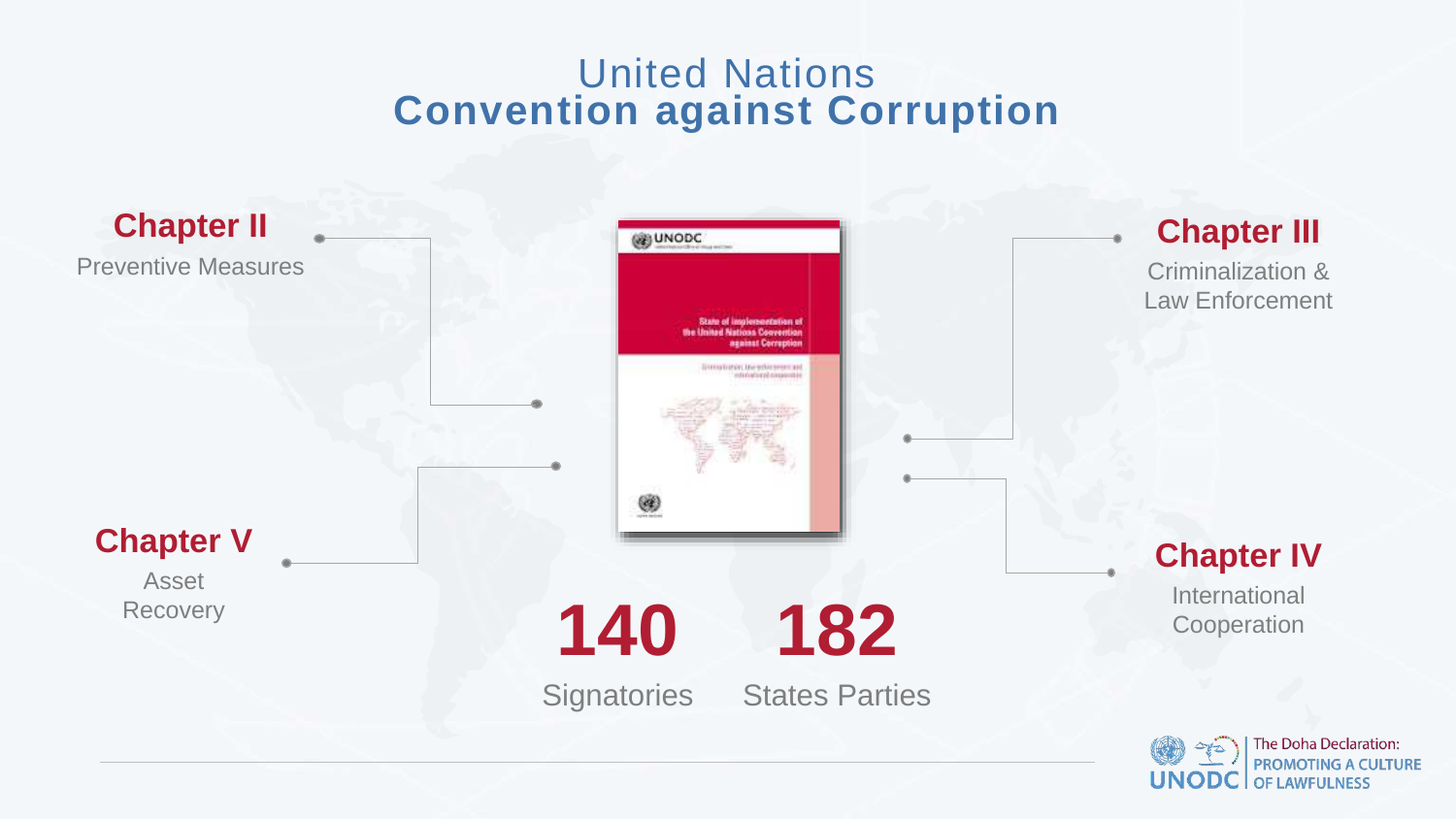# United Nations Convention against Corruption

**Chapter II**
Preventive Measures

**Chapter III**
Criminalization & Law Enforcement

**Chapter IV**
International Cooperation

**Chapter V**
Asset Recovery

**140**
Signatories

**182**
States Parties

The Doha Declaration: PROMOTING A CULTURE OF LAWFULNESS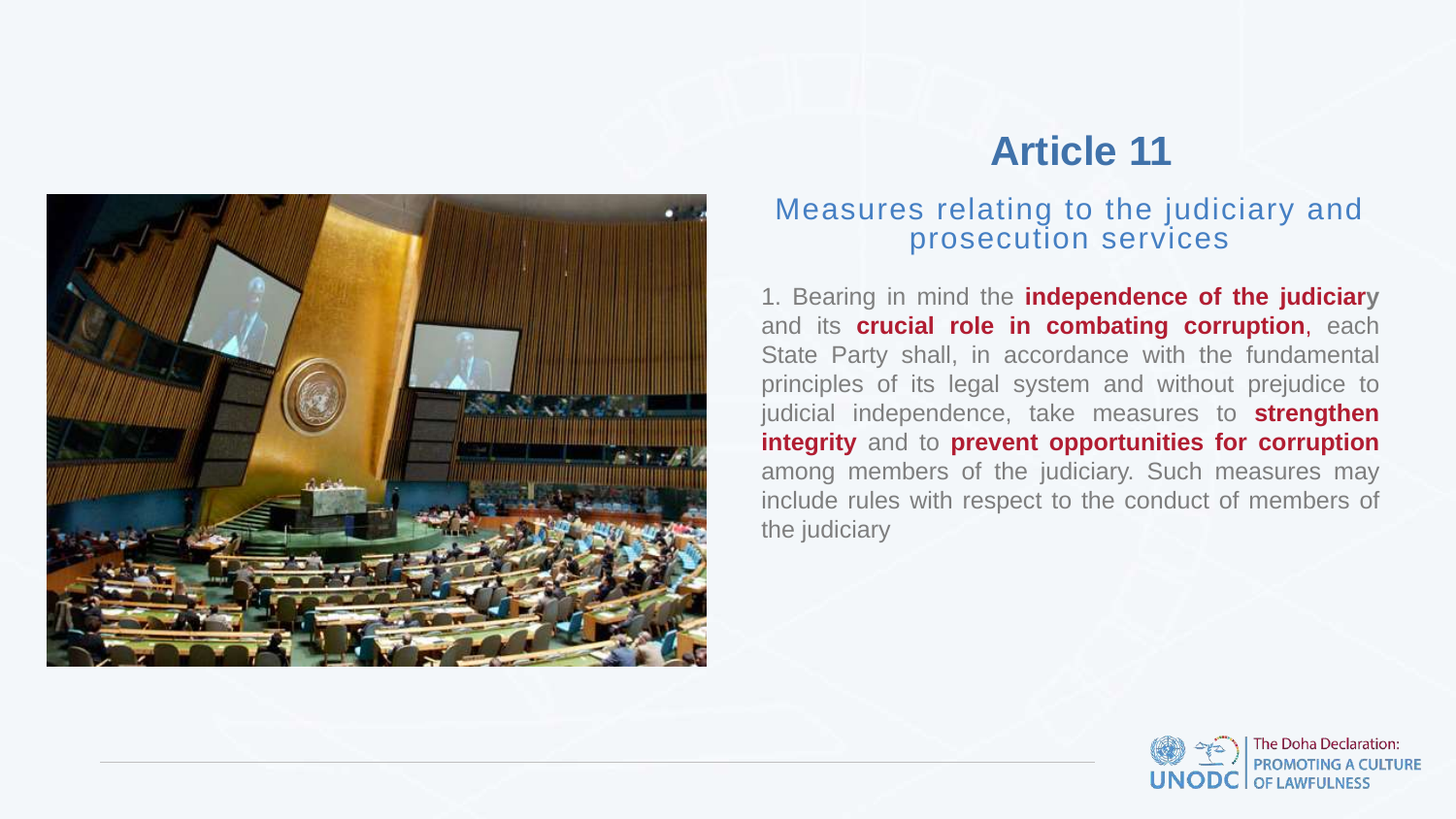# Article 11

## Measures relating to the judiciary and prosecution services

1. Bearing in mind the **independence of the judiciary** and its **crucial role in combating corruption**, each State Party shall, in accordance with the fundamental principles of its legal system and without prejudice to judicial independence, take measures to **strengthen integrity** and to **prevent opportunities for corruption** among members of the judiciary. Such measures may include rules with respect to the conduct of members of the judiciary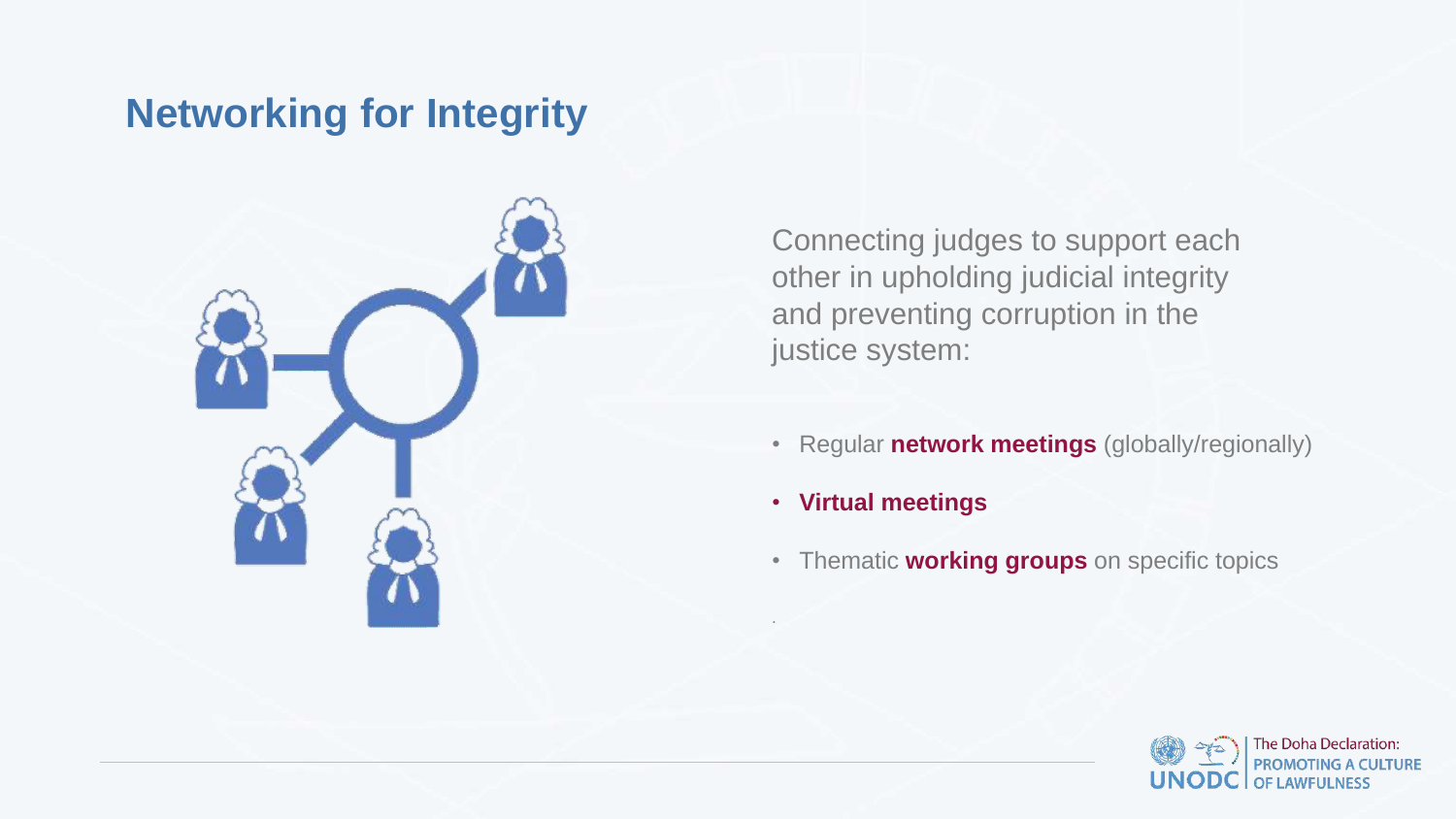# Networking for Integrity

Connecting judges to support each other in upholding judicial integrity and preventing corruption in the justice system:

- Regular **network meetings** (globally/regionally)
- **Virtual meetings**
- Thematic **working groups** on specific topics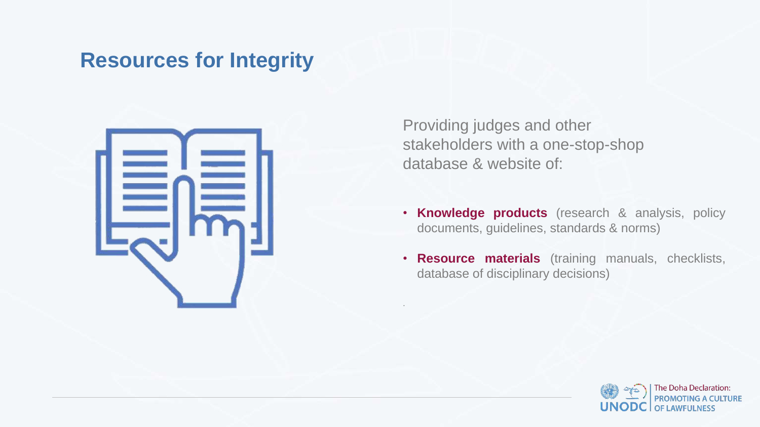# Resources for Integrity

Providing judges and other stakeholders with a one-stop-shop database & website of:

- **Knowledge products** (research & analysis, policy documents, guidelines, standards & norms)
- **Resource materials** (training manuals, checklists, database of disciplinary decisions)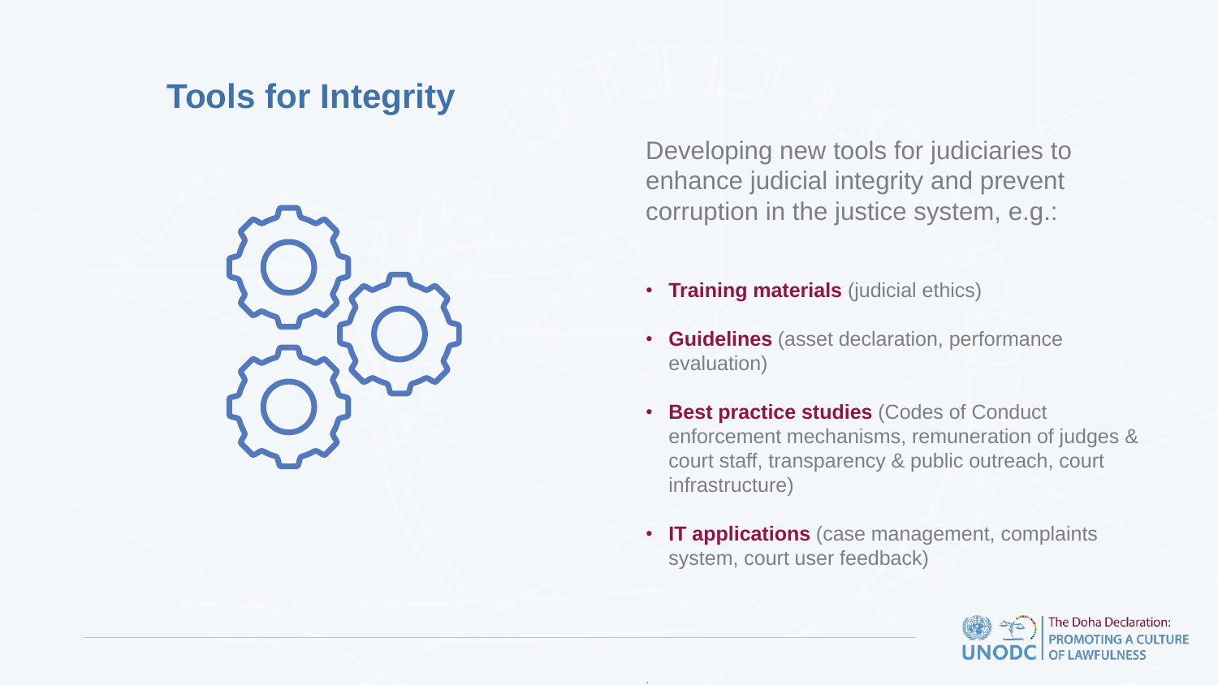# Tools for Integrity

Developing new tools for judiciaries to enhance judicial integrity and prevent corruption in the justice system, e.g.:

- **Training materials** (judicial ethics)
- **Guidelines** (asset declaration, performance evaluation)
- **Best practice studies** (Codes of Conduct enforcement mechanisms, remuneration of judges & court staff, transparency & public outreach, court infrastructure)
- **IT applications** (case management, complaints system, court user feedback)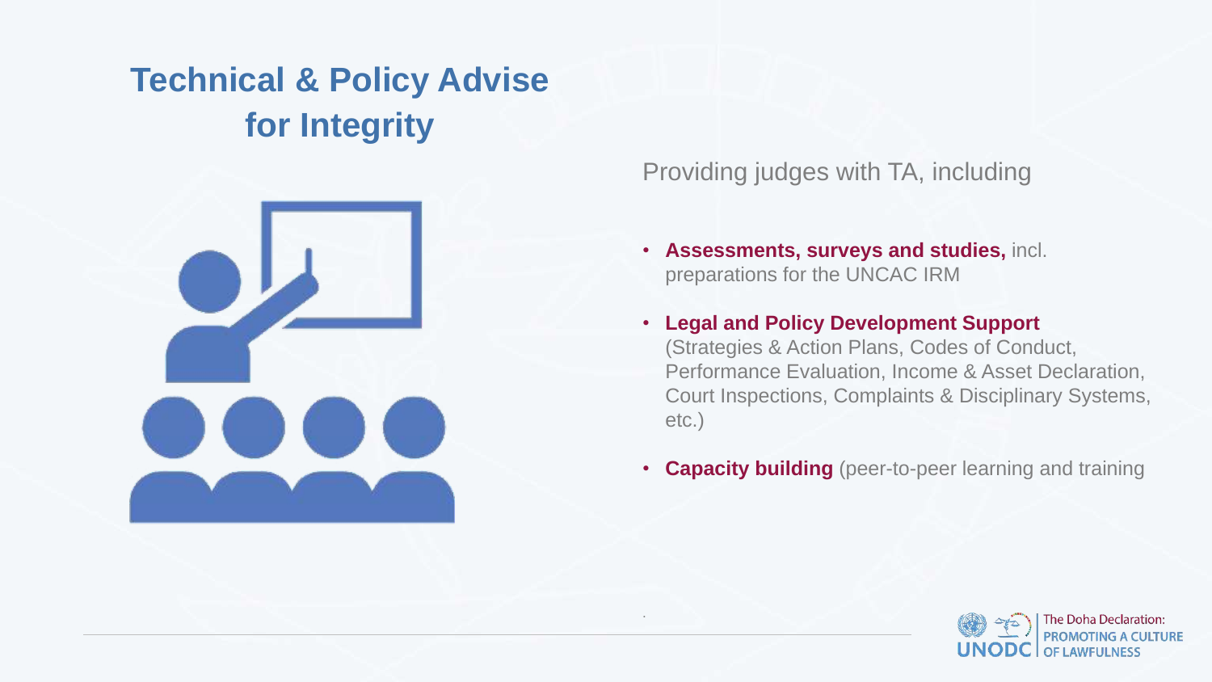# Technical & Policy Advise for Integrity

Providing judges with TA, including

- **Assessments, surveys and studies,** incl. preparations for the UNCAC IRM
- **Legal and Policy Development Support** (Strategies & Action Plans, Codes of Conduct, Performance Evaluation, Income & Asset Declaration, Court Inspections, Complaints & Disciplinary Systems, etc.)
- **Capacity building** (peer-to-peer learning and training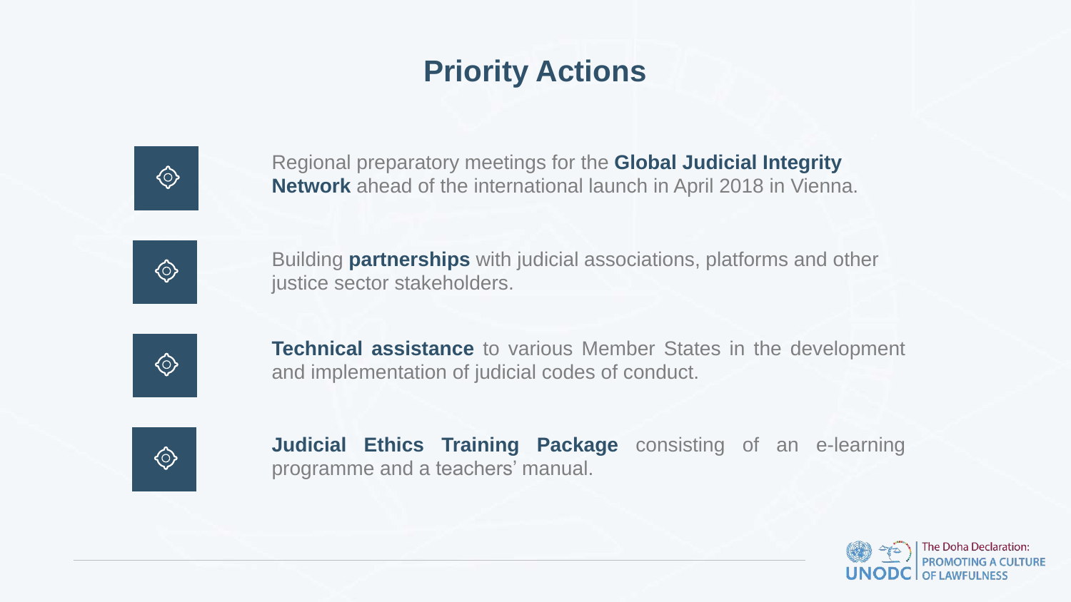# Priority Actions

- Regional preparatory meetings for the **Global Judicial Integrity Network** ahead of the international launch in April 2018 in Vienna.
- Building **partnerships** with judicial associations, platforms and other justice sector stakeholders.
- **Technical assistance** to various Member States in the development and implementation of judicial codes of conduct.
- **Judicial Ethics Training Package** consisting of an e-learning programme and a teachers' manual.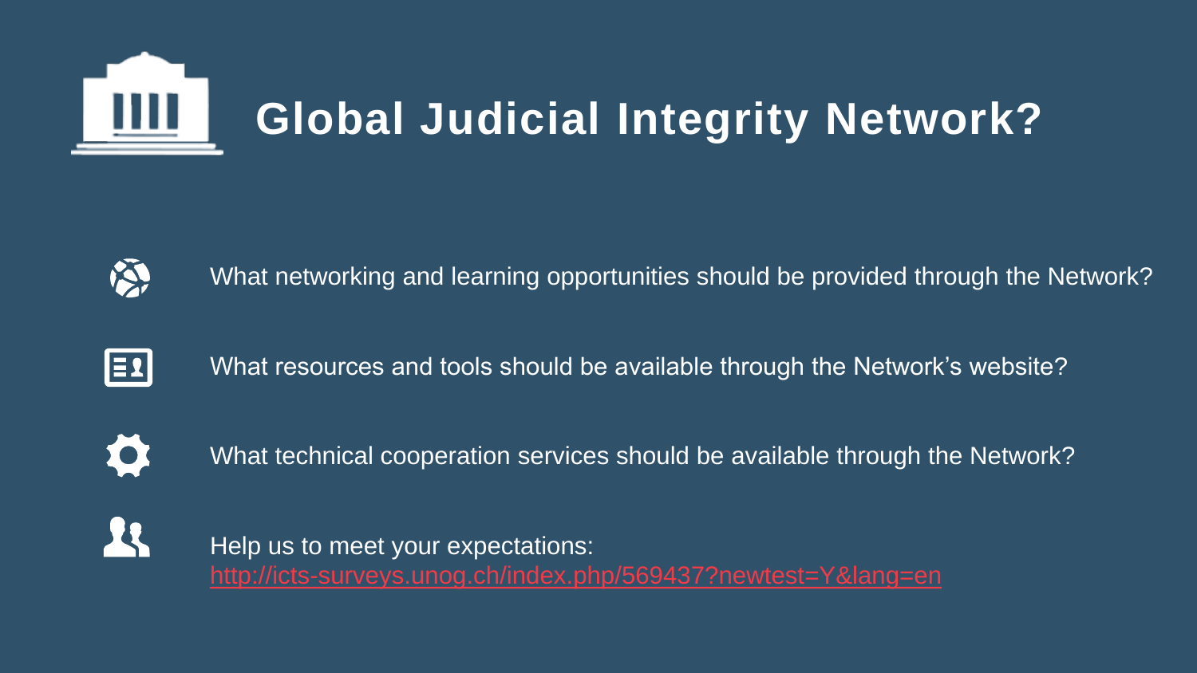# Global Judicial Integrity Network?

- What networking and learning opportunities should be provided through the Network?
- What resources and tools should be available through the Network's website?
- What technical cooperation services should be available through the Network?
- Help us to meet your expectations: http://icts-surveys.unog.ch/index.php/569437?newtest=Y&lang=en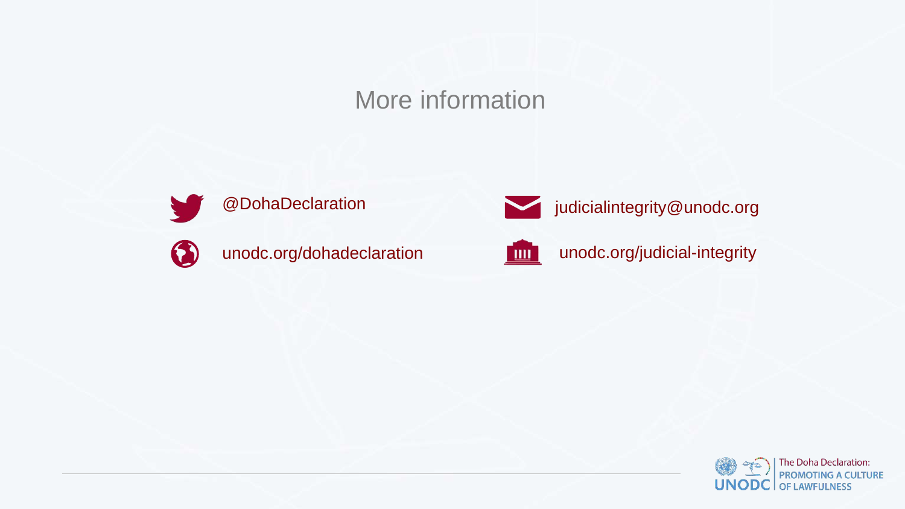# More information

- @DohaDeclaration
- judicialintegrity@unodc.org
- unodc.org/dohadeclaration
- unodc.org/judicial-integrity